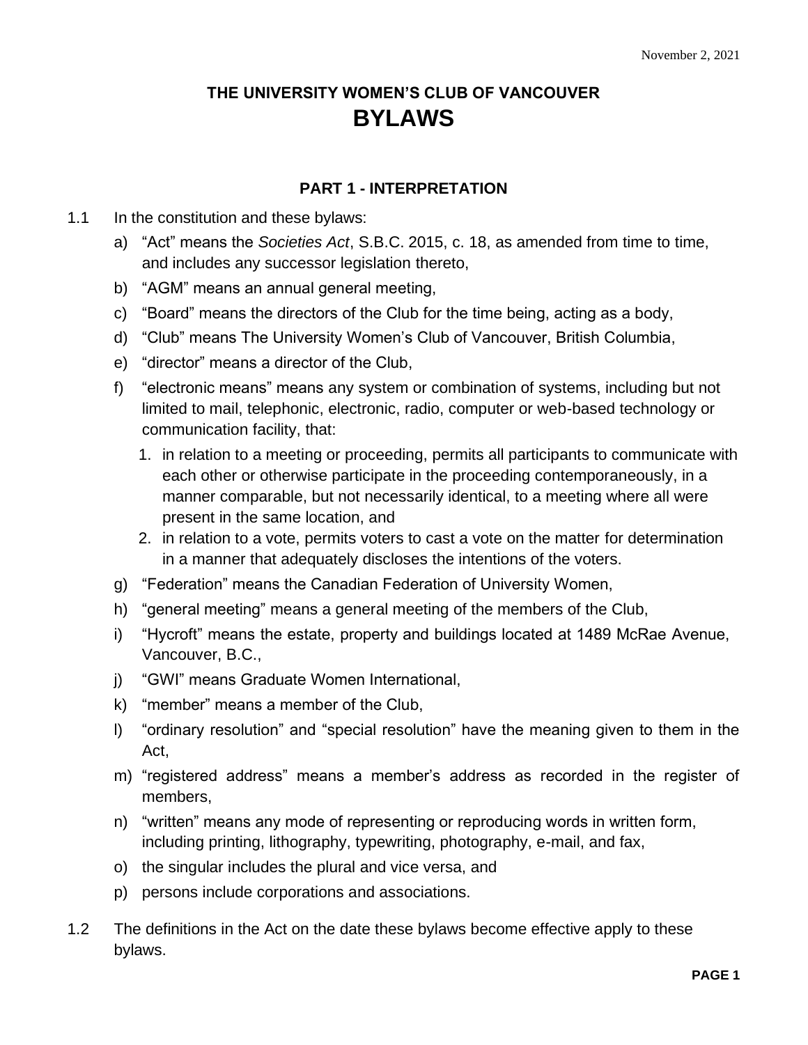November 2, 2021

# THE UNIVERSITY WOMEN'S CLUB OF VANCOUVER
# BYLAWS

## PART 1 - INTERPRETATION

1.1 In the constitution and these bylaws:

a) "Act" means the *Societies Act*, S.B.C. 2015, c. 18, as amended from time to time, and includes any successor legislation thereto,

b) "AGM" means an annual general meeting,

c) "Board" means the directors of the Club for the time being, acting as a body,

d) "Club" means The University Women's Club of Vancouver, British Columbia,

e) "director" means a director of the Club,

f) "electronic means" means any system or combination of systems, including but not limited to mail, telephonic, electronic, radio, computer or web-based technology or communication facility, that:

   1. in relation to a meeting or proceeding, permits all participants to communicate with each other or otherwise participate in the proceeding contemporaneously, in a manner comparable, but not necessarily identical, to a meeting where all were present in the same location, and
   2. in relation to a vote, permits voters to cast a vote on the matter for determination in a manner that adequately discloses the intentions of the voters.

g) "Federation" means the Canadian Federation of University Women,

h) "general meeting" means a general meeting of the members of the Club,

i) "Hycroft" means the estate, property and buildings located at 1489 McRae Avenue, Vancouver, B.C.,

j) "GWI" means Graduate Women International,

k) "member" means a member of the Club,

l) "ordinary resolution" and "special resolution" have the meaning given to them in the Act,

m) "registered address" means a member's address as recorded in the register of members,

n) "written" means any mode of representing or reproducing words in written form, including printing, lithography, typewriting, photography, e-mail, and fax,

o) the singular includes the plural and vice versa, and

p) persons include corporations and associations.

1.2 The definitions in the Act on the date these bylaws become effective apply to these bylaws.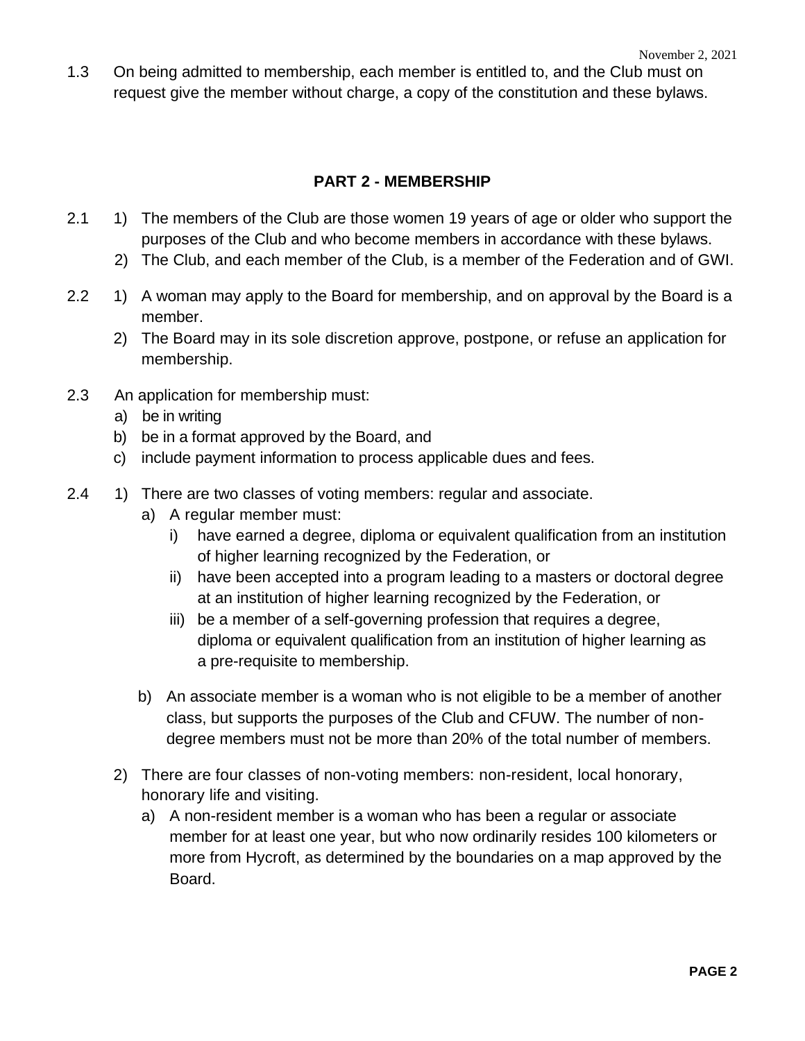1.3 On being admitted to membership, each member is entitled to, and the Club must on request give the member without charge, a copy of the constitution and these bylaws.

## PART 2 - MEMBERSHIP

2.1 1) The members of the Club are those women 19 years of age or older who support the purposes of the Club and who become members in accordance with these bylaws.

2) The Club, and each member of the Club, is a member of the Federation and of GWI.

2.2 1) A woman may apply to the Board for membership, and on approval by the Board is a member.

2) The Board may in its sole discretion approve, postpone, or refuse an application for membership.

2.3 An application for membership must:

a) be in writing

b) be in a format approved by the Board, and

c) include payment information to process applicable dues and fees.

2.4 1) There are two classes of voting members: regular and associate.

a) A regular member must:

i) have earned a degree, diploma or equivalent qualification from an institution of higher learning recognized by the Federation, or

ii) have been accepted into a program leading to a masters or doctoral degree at an institution of higher learning recognized by the Federation, or

iii) be a member of a self-governing profession that requires a degree, diploma or equivalent qualification from an institution of higher learning as a pre-requisite to membership.

b) An associate member is a woman who is not eligible to be a member of another class, but supports the purposes of the Club and CFUW. The number of non-degree members must not be more than 20% of the total number of members.

2) There are four classes of non-voting members: non-resident, local honorary, honorary life and visiting.

a) A non-resident member is a woman who has been a regular or associate member for at least one year, but who now ordinarily resides 100 kilometers or more from Hycroft, as determined by the boundaries on a map approved by the Board.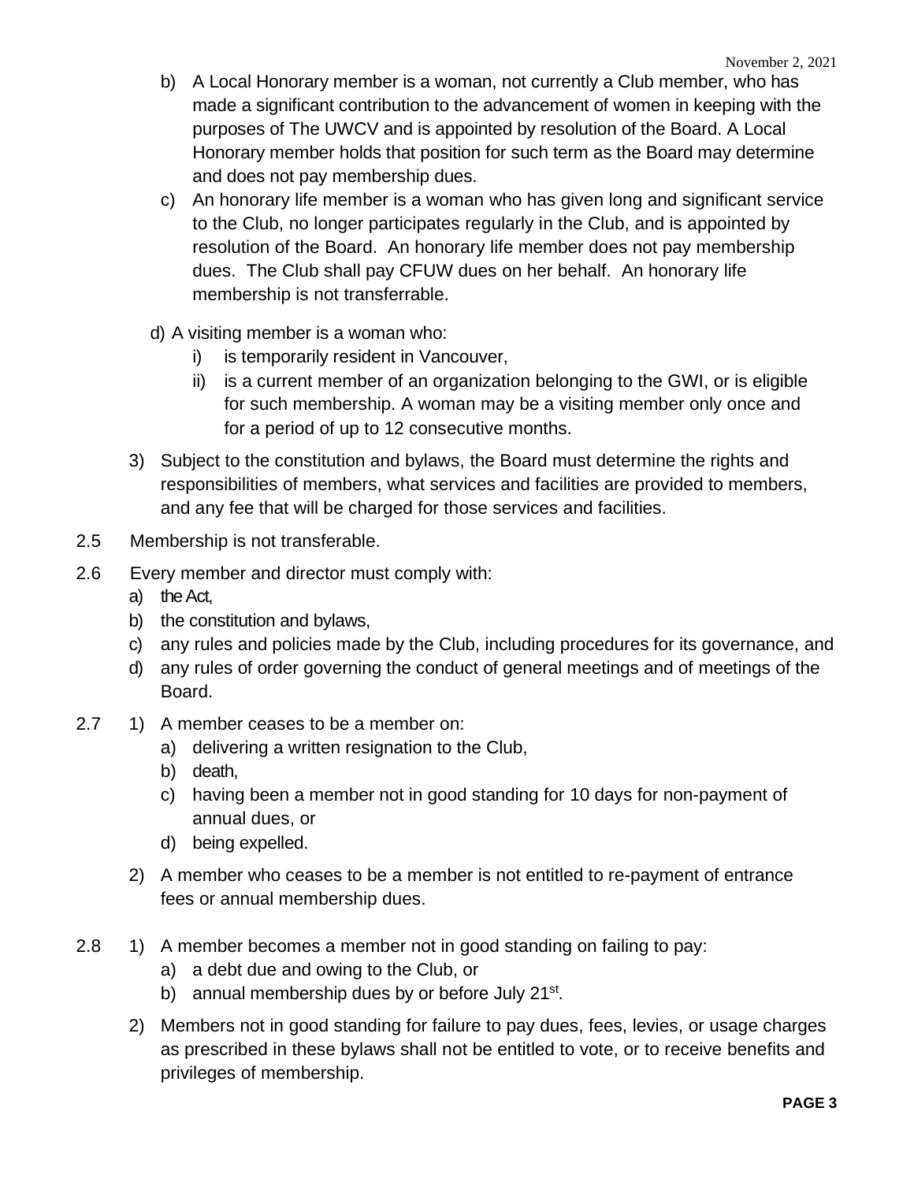b) A Local Honorary member is a woman, not currently a Club member, who has made a significant contribution to the advancement of women in keeping with the purposes of The UWCV and is appointed by resolution of the Board. A Local Honorary member holds that position for such term as the Board may determine and does not pay membership dues.

c) An honorary life member is a woman who has given long and significant service to the Club, no longer participates regularly in the Club, and is appointed by resolution of the Board. An honorary life member does not pay membership dues. The Club shall pay CFUW dues on her behalf. An honorary life membership is not transferrable.

d) A visiting member is a woman who:

   i) is temporarily resident in Vancouver,

   ii) is a current member of an organization belonging to the GWI, or is eligible for such membership. A woman may be a visiting member only once and for a period of up to 12 consecutive months.

3) Subject to the constitution and bylaws, the Board must determine the rights and responsibilities of members, what services and facilities are provided to members, and any fee that will be charged for those services and facilities.

2.5 Membership is not transferable.

2.6 Every member and director must comply with:

a) the Act,
b) the constitution and bylaws,
c) any rules and policies made by the Club, including procedures for its governance, and
d) any rules of order governing the conduct of general meetings and of meetings of the Board.

2.7 1) A member ceases to be a member on:

a) delivering a written resignation to the Club,
b) death,
c) having been a member not in good standing for 10 days for non-payment of annual dues, or
d) being expelled.

2) A member who ceases to be a member is not entitled to re-payment of entrance fees or annual membership dues.

2.8 1) A member becomes a member not in good standing on failing to pay:

a) a debt due and owing to the Club, or
b) annual membership dues by or before July 21st.

2) Members not in good standing for failure to pay dues, fees, levies, or usage charges as prescribed in these bylaws shall not be entitled to vote, or to receive benefits and privileges of membership.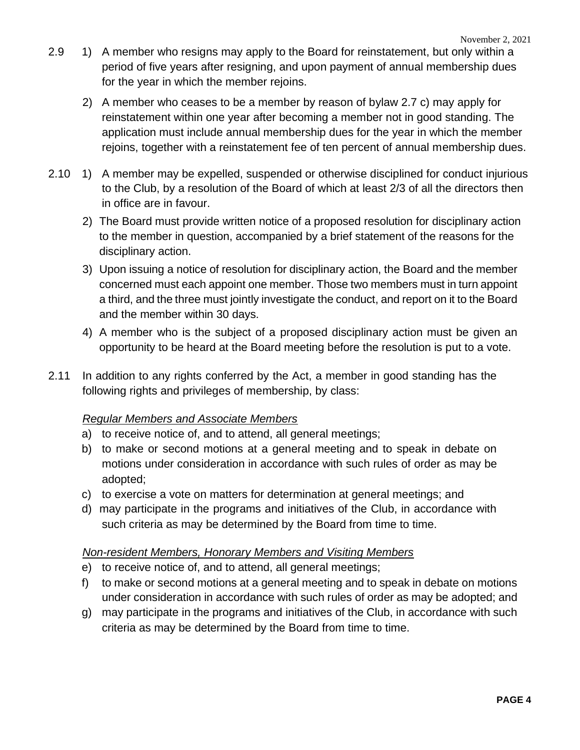2.9 1) A member who resigns may apply to the Board for reinstatement, but only within a period of five years after resigning, and upon payment of annual membership dues for the year in which the member rejoins.

2) A member who ceases to be a member by reason of bylaw 2.7 c) may apply for reinstatement within one year after becoming a member not in good standing. The application must include annual membership dues for the year in which the member rejoins, together with a reinstatement fee of ten percent of annual membership dues.

2.10 1) A member may be expelled, suspended or otherwise disciplined for conduct injurious to the Club, by a resolution of the Board of which at least 2/3 of all the directors then in office are in favour.

2) The Board must provide written notice of a proposed resolution for disciplinary action to the member in question, accompanied by a brief statement of the reasons for the disciplinary action.

3) Upon issuing a notice of resolution for disciplinary action, the Board and the member concerned must each appoint one member. Those two members must in turn appoint a third, and the three must jointly investigate the conduct, and report on it to the Board and the member within 30 days.

4) A member who is the subject of a proposed disciplinary action must be given an opportunity to be heard at the Board meeting before the resolution is put to a vote.

2.11 In addition to any rights conferred by the Act, a member in good standing has the following rights and privileges of membership, by class:

*Regular Members and Associate Members*

a) to receive notice of, and to attend, all general meetings;
b) to make or second motions at a general meeting and to speak in debate on motions under consideration in accordance with such rules of order as may be adopted;
c) to exercise a vote on matters for determination at general meetings; and
d) may participate in the programs and initiatives of the Club, in accordance with such criteria as may be determined by the Board from time to time.

*Non-resident Members, Honorary Members and Visiting Members*

e) to receive notice of, and to attend, all general meetings;
f) to make or second motions at a general meeting and to speak in debate on motions under consideration in accordance with such rules of order as may be adopted; and
g) may participate in the programs and initiatives of the Club, in accordance with such criteria as may be determined by the Board from time to time.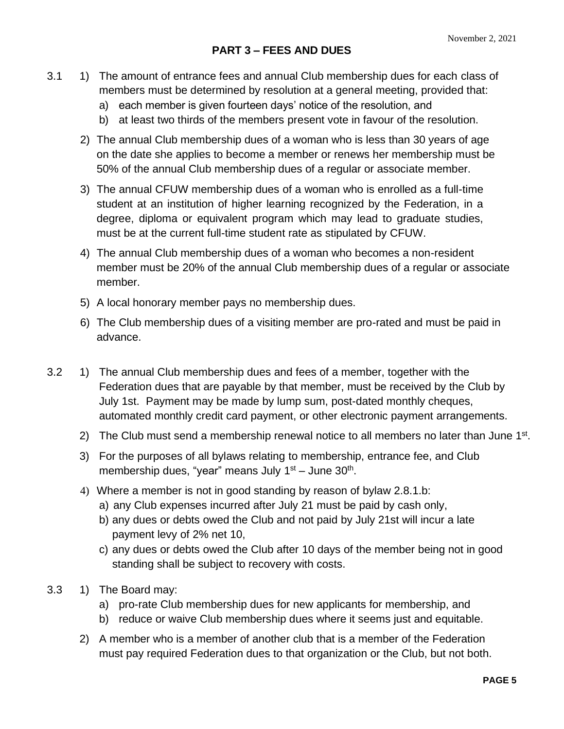## PART 3 – FEES AND DUES

3.1 1) The amount of entrance fees and annual Club membership dues for each class of members must be determined by resolution at a general meeting, provided that:

a) each member is given fourteen days' notice of the resolution, and

b) at least two thirds of the members present vote in favour of the resolution.

2) The annual Club membership dues of a woman who is less than 30 years of age on the date she applies to become a member or renews her membership must be 50% of the annual Club membership dues of a regular or associate member.

3) The annual CFUW membership dues of a woman who is enrolled as a full-time student at an institution of higher learning recognized by the Federation, in a degree, diploma or equivalent program which may lead to graduate studies, must be at the current full-time student rate as stipulated by CFUW.

4) The annual Club membership dues of a woman who becomes a non-resident member must be 20% of the annual Club membership dues of a regular or associate member.

5) A local honorary member pays no membership dues.

6) The Club membership dues of a visiting member are pro-rated and must be paid in advance.

3.2 1) The annual Club membership dues and fees of a member, together with the Federation dues that are payable by that member, must be received by the Club by July 1st. Payment may be made by lump sum, post-dated monthly cheques, automated monthly credit card payment, or other electronic payment arrangements.

2) The Club must send a membership renewal notice to all members no later than June 1st.

3) For the purposes of all bylaws relating to membership, entrance fee, and Club membership dues, "year" means July 1st – June 30th.

4) Where a member is not in good standing by reason of bylaw 2.8.1.b:

a) any Club expenses incurred after July 21 must be paid by cash only,

b) any dues or debts owed the Club and not paid by July 21st will incur a late payment levy of 2% net 10,

c) any dues or debts owed the Club after 10 days of the member being not in good standing shall be subject to recovery with costs.

3.3 1) The Board may:

a) pro-rate Club membership dues for new applicants for membership, and

b) reduce or waive Club membership dues where it seems just and equitable.

2) A member who is a member of another club that is a member of the Federation must pay required Federation dues to that organization or the Club, but not both.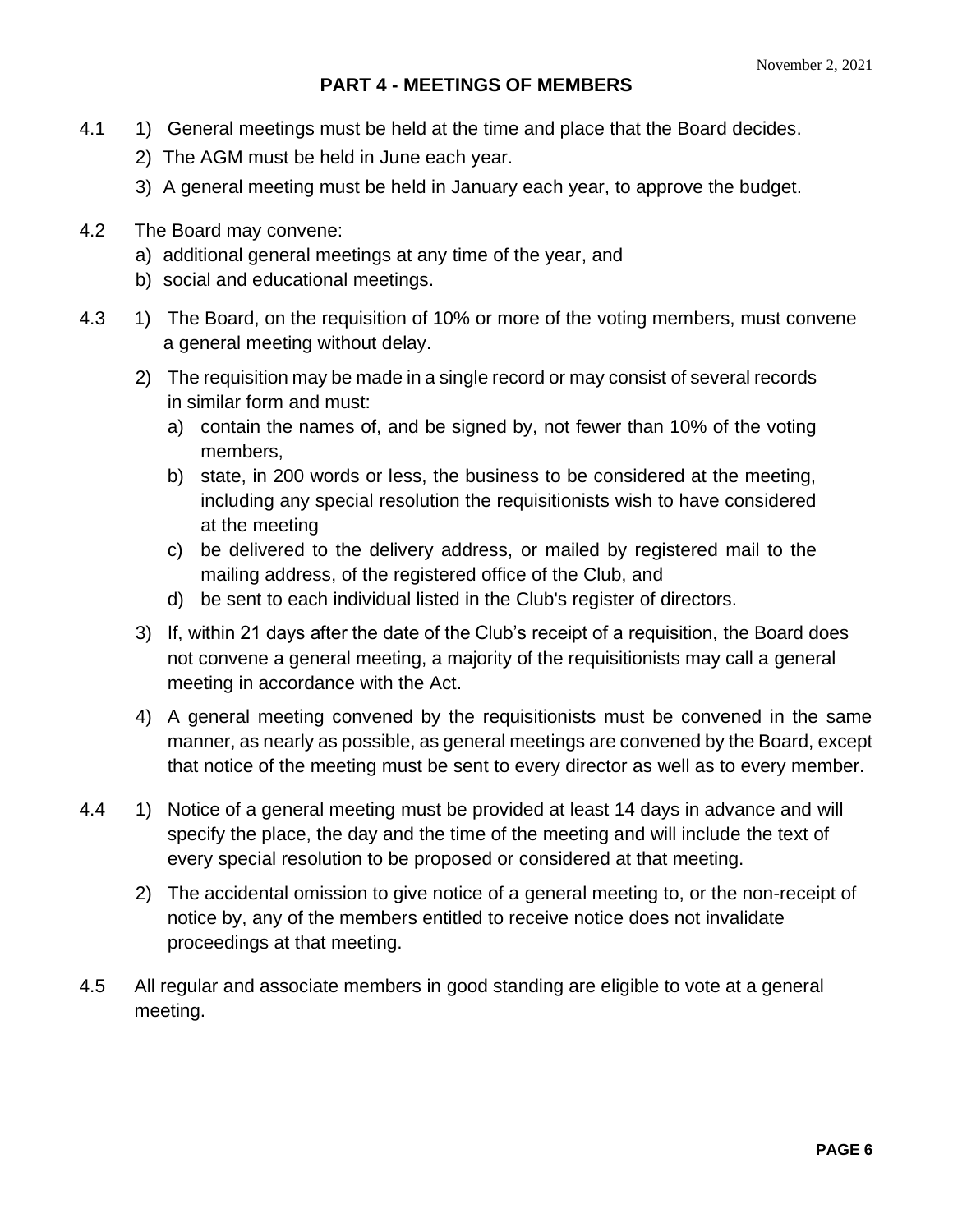## PART 4 - MEETINGS OF MEMBERS

4.1

1) General meetings must be held at the time and place that the Board decides.

2) The AGM must be held in June each year.

3) A general meeting must be held in January each year, to approve the budget.

4.2 The Board may convene:

a) additional general meetings at any time of the year, and

b) social and educational meetings.

4.3

1) The Board, on the requisition of 10% or more of the voting members, must convene a general meeting without delay.

2) The requisition may be made in a single record or may consist of several records in similar form and must:

   a) contain the names of, and be signed by, not fewer than 10% of the voting members,

   b) state, in 200 words or less, the business to be considered at the meeting, including any special resolution the requisitionists wish to have considered at the meeting

   c) be delivered to the delivery address, or mailed by registered mail to the mailing address, of the registered office of the Club, and

   d) be sent to each individual listed in the Club's register of directors.

3) If, within 21 days after the date of the Club's receipt of a requisition, the Board does not convene a general meeting, a majority of the requisitionists may call a general meeting in accordance with the Act.

4) A general meeting convened by the requisitionists must be convened in the same manner, as nearly as possible, as general meetings are convened by the Board, except that notice of the meeting must be sent to every director as well as to every member.

4.4

1) Notice of a general meeting must be provided at least 14 days in advance and will specify the place, the day and the time of the meeting and will include the text of every special resolution to be proposed or considered at that meeting.

2) The accidental omission to give notice of a general meeting to, or the non-receipt of notice by, any of the members entitled to receive notice does not invalidate proceedings at that meeting.

4.5 All regular and associate members in good standing are eligible to vote at a general meeting.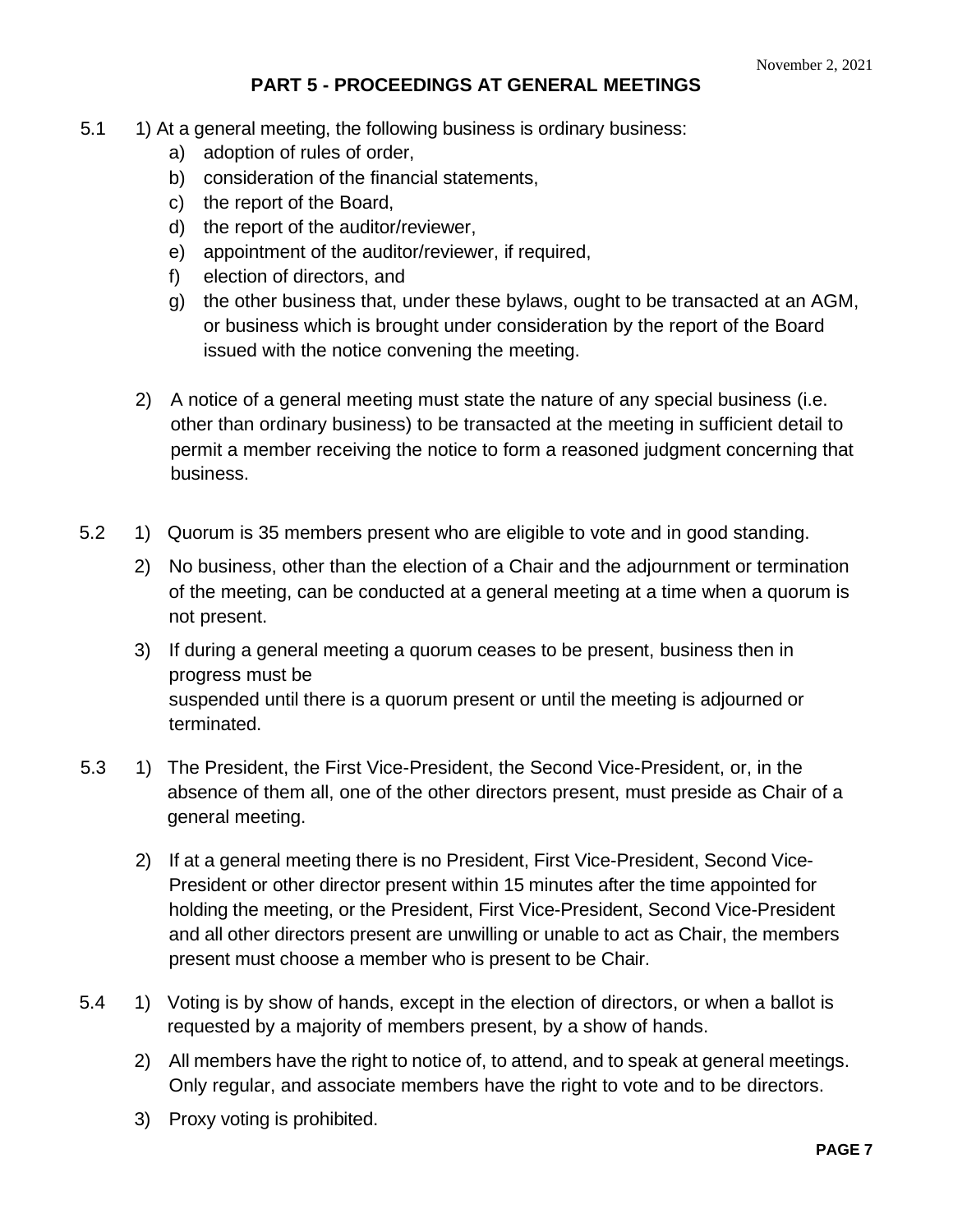## PART 5 - PROCEEDINGS AT GENERAL MEETINGS

5.1 1) At a general meeting, the following business is ordinary business:

   a) adoption of rules of order,
   b) consideration of the financial statements,
   c) the report of the Board,
   d) the report of the auditor/reviewer,
   e) appointment of the auditor/reviewer, if required,
   f) election of directors, and
   g) the other business that, under these bylaws, ought to be transacted at an AGM, or business which is brought under consideration by the report of the Board issued with the notice convening the meeting.

   2) A notice of a general meeting must state the nature of any special business (i.e. other than ordinary business) to be transacted at the meeting in sufficient detail to permit a member receiving the notice to form a reasoned judgment concerning that business.

5.2 1) Quorum is 35 members present who are eligible to vote and in good standing.

   2) No business, other than the election of a Chair and the adjournment or termination of the meeting, can be conducted at a general meeting at a time when a quorum is not present.

   3) If during a general meeting a quorum ceases to be present, business then in progress must be suspended until there is a quorum present or until the meeting is adjourned or terminated.

5.3 1) The President, the First Vice-President, the Second Vice-President, or, in the absence of them all, one of the other directors present, must preside as Chair of a general meeting.

   2) If at a general meeting there is no President, First Vice-President, Second Vice-President or other director present within 15 minutes after the time appointed for holding the meeting, or the President, First Vice-President, Second Vice-President and all other directors present are unwilling or unable to act as Chair, the members present must choose a member who is present to be Chair.

5.4 1) Voting is by show of hands, except in the election of directors, or when a ballot is requested by a majority of members present, by a show of hands.

   2) All members have the right to notice of, to attend, and to speak at general meetings. Only regular, and associate members have the right to vote and to be directors.

   3) Proxy voting is prohibited.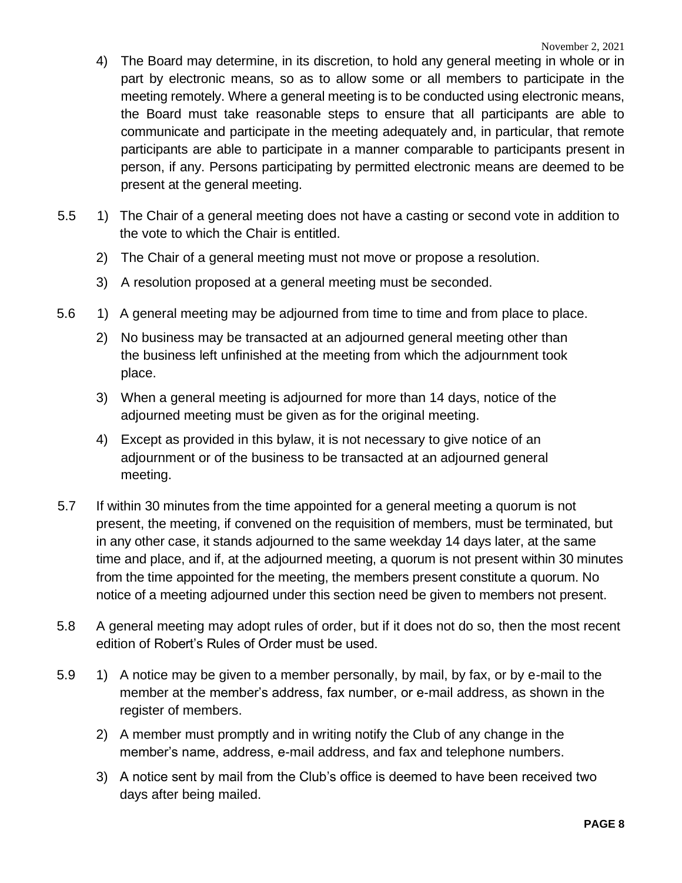4) The Board may determine, in its discretion, to hold any general meeting in whole or in part by electronic means, so as to allow some or all members to participate in the meeting remotely. Where a general meeting is to be conducted using electronic means, the Board must take reasonable steps to ensure that all participants are able to communicate and participate in the meeting adequately and, in particular, that remote participants are able to participate in a manner comparable to participants present in person, if any. Persons participating by permitted electronic means are deemed to be present at the general meeting.

5.5 1) The Chair of a general meeting does not have a casting or second vote in addition to the vote to which the Chair is entitled.

2) The Chair of a general meeting must not move or propose a resolution.

3) A resolution proposed at a general meeting must be seconded.

5.6 1) A general meeting may be adjourned from time to time and from place to place.

2) No business may be transacted at an adjourned general meeting other than the business left unfinished at the meeting from which the adjournment took place.

3) When a general meeting is adjourned for more than 14 days, notice of the adjourned meeting must be given as for the original meeting.

4) Except as provided in this bylaw, it is not necessary to give notice of an adjournment or of the business to be transacted at an adjourned general meeting.

5.7 If within 30 minutes from the time appointed for a general meeting a quorum is not present, the meeting, if convened on the requisition of members, must be terminated, but in any other case, it stands adjourned to the same weekday 14 days later, at the same time and place, and if, at the adjourned meeting, a quorum is not present within 30 minutes from the time appointed for the meeting, the members present constitute a quorum. No notice of a meeting adjourned under this section need be given to members not present.

5.8 A general meeting may adopt rules of order, but if it does not do so, then the most recent edition of Robert's Rules of Order must be used.

5.9 1) A notice may be given to a member personally, by mail, by fax, or by e-mail to the member at the member's address, fax number, or e-mail address, as shown in the register of members.

2) A member must promptly and in writing notify the Club of any change in the member's name, address, e-mail address, and fax and telephone numbers.

3) A notice sent by mail from the Club's office is deemed to have been received two days after being mailed.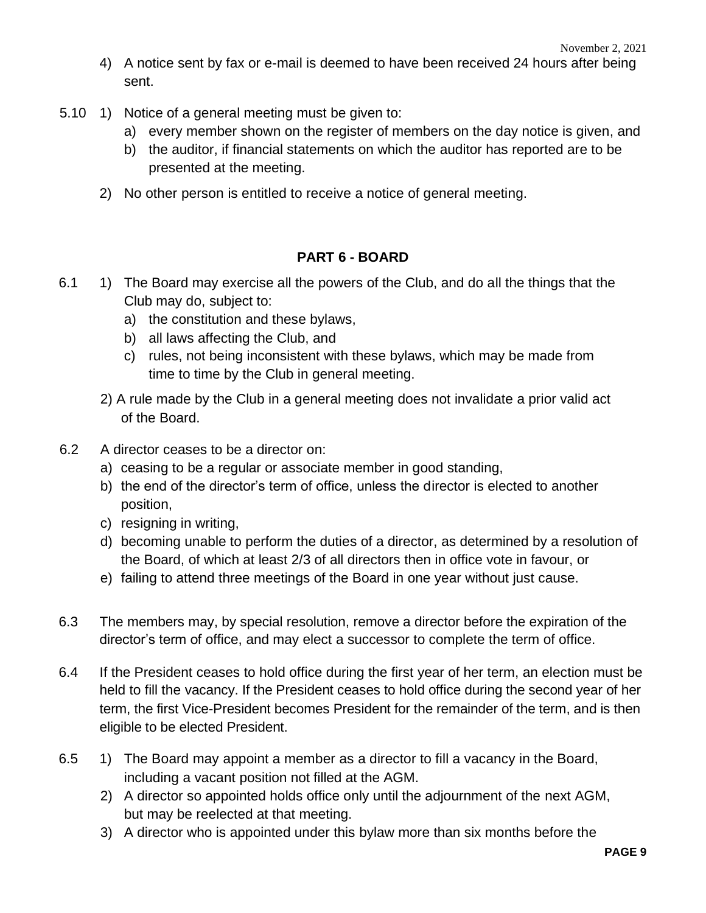4) A notice sent by fax or e-mail is deemed to have been received 24 hours after being sent.

5.10 1) Notice of a general meeting must be given to:

a) every member shown on the register of members on the day notice is given, and
b) the auditor, if financial statements on which the auditor has reported are to be presented at the meeting.

2) No other person is entitled to receive a notice of general meeting.

## PART 6 - BOARD

6.1 1) The Board may exercise all the powers of the Club, and do all the things that the Club may do, subject to:

a) the constitution and these bylaws,
b) all laws affecting the Club, and
c) rules, not being inconsistent with these bylaws, which may be made from time to time by the Club in general meeting.

2) A rule made by the Club in a general meeting does not invalidate a prior valid act of the Board.

6.2 A director ceases to be a director on:

a) ceasing to be a regular or associate member in good standing,
b) the end of the director's term of office, unless the director is elected to another position,
c) resigning in writing,
d) becoming unable to perform the duties of a director, as determined by a resolution of the Board, of which at least 2/3 of all directors then in office vote in favour, or
e) failing to attend three meetings of the Board in one year without just cause.

6.3 The members may, by special resolution, remove a director before the expiration of the director's term of office, and may elect a successor to complete the term of office.

6.4 If the President ceases to hold office during the first year of her term, an election must be held to fill the vacancy. If the President ceases to hold office during the second year of her term, the first Vice-President becomes President for the remainder of the term, and is then eligible to be elected President.

6.5 1) The Board may appoint a member as a director to fill a vacancy in the Board, including a vacant position not filled at the AGM.

2) A director so appointed holds office only until the adjournment of the next AGM, but may be reelected at that meeting.

3) A director who is appointed under this bylaw more than six months before the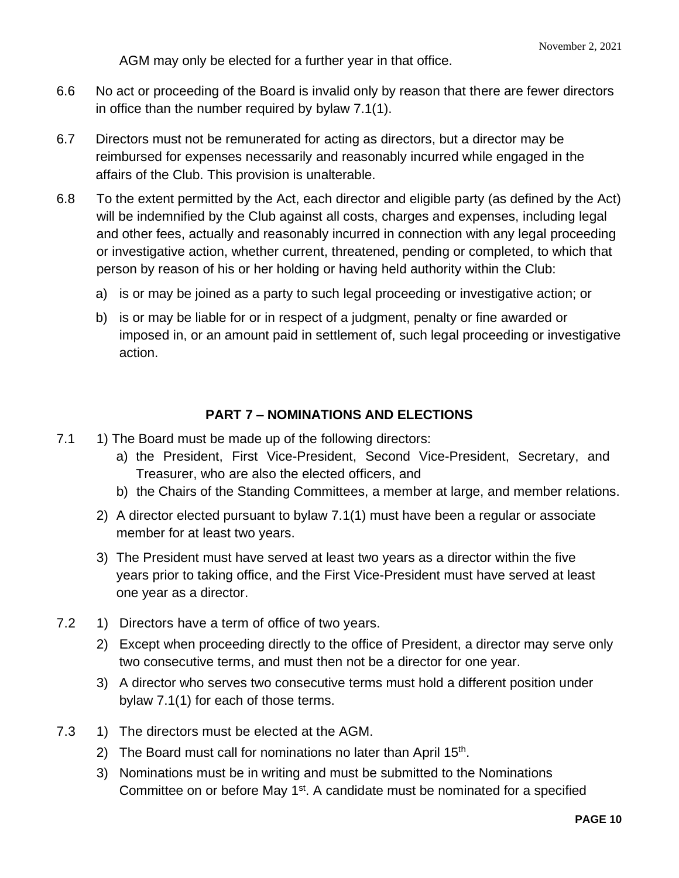AGM may only be elected for a further year in that office.

6.6 No act or proceeding of the Board is invalid only by reason that there are fewer directors in office than the number required by bylaw 7.1(1).

6.7 Directors must not be remunerated for acting as directors, but a director may be reimbursed for expenses necessarily and reasonably incurred while engaged in the affairs of the Club. This provision is unalterable.

6.8 To the extent permitted by the Act, each director and eligible party (as defined by the Act) will be indemnified by the Club against all costs, charges and expenses, including legal and other fees, actually and reasonably incurred in connection with any legal proceeding or investigative action, whether current, threatened, pending or completed, to which that person by reason of his or her holding or having held authority within the Club:

a) is or may be joined as a party to such legal proceeding or investigative action; or

b) is or may be liable for or in respect of a judgment, penalty or fine awarded or imposed in, or an amount paid in settlement of, such legal proceeding or investigative action.

## PART 7 – NOMINATIONS AND ELECTIONS

7.1 1) The Board must be made up of the following directors:

a) the President, First Vice-President, Second Vice-President, Secretary, and Treasurer, who are also the elected officers, and

b) the Chairs of the Standing Committees, a member at large, and member relations.

2) A director elected pursuant to bylaw 7.1(1) must have been a regular or associate member for at least two years.

3) The President must have served at least two years as a director within the five years prior to taking office, and the First Vice-President must have served at least one year as a director.

7.2 1) Directors have a term of office of two years.

2) Except when proceeding directly to the office of President, a director may serve only two consecutive terms, and must then not be a director for one year.

3) A director who serves two consecutive terms must hold a different position under bylaw 7.1(1) for each of those terms.

7.3 1) The directors must be elected at the AGM.

2) The Board must call for nominations no later than April 15th.

3) Nominations must be in writing and must be submitted to the Nominations Committee on or before May 1st. A candidate must be nominated for a specified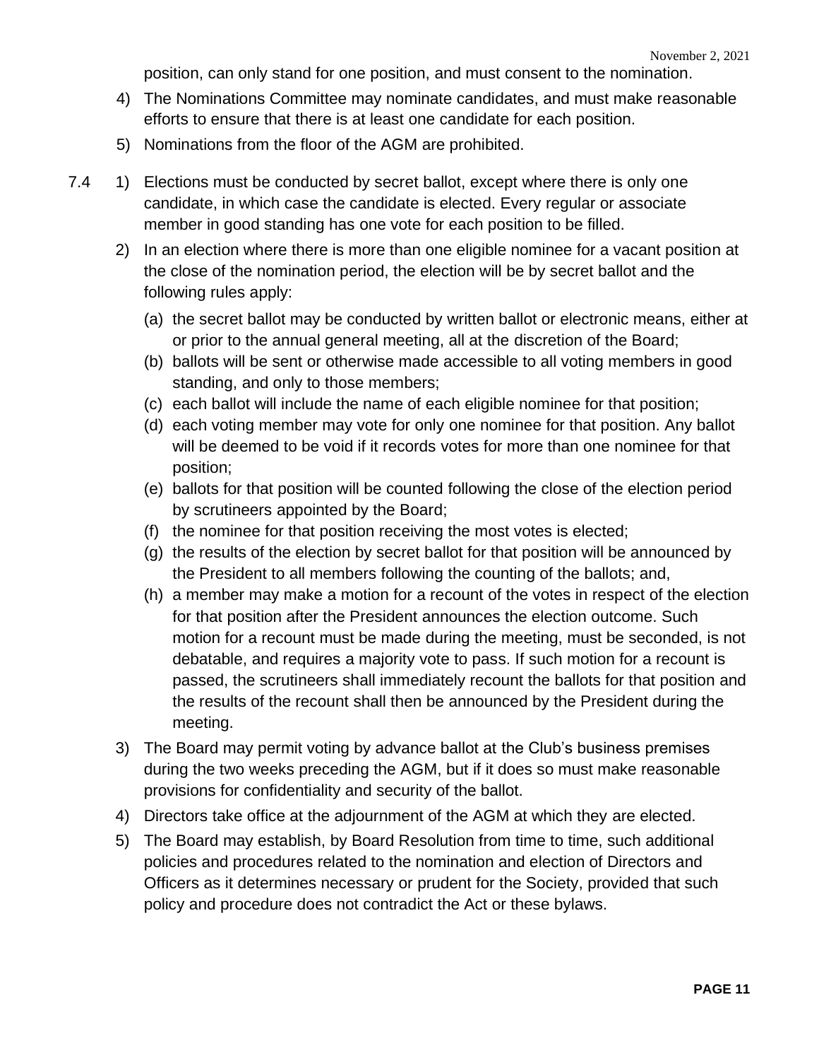position, can only stand for one position, and must consent to the nomination.

4) The Nominations Committee may nominate candidates, and must make reasonable efforts to ensure that there is at least one candidate for each position.

5) Nominations from the floor of the AGM are prohibited.

7.4 1) Elections must be conducted by secret ballot, except where there is only one candidate, in which case the candidate is elected. Every regular or associate member in good standing has one vote for each position to be filled.

2) In an election where there is more than one eligible nominee for a vacant position at the close of the nomination period, the election will be by secret ballot and the following rules apply:

   (a) the secret ballot may be conducted by written ballot or electronic means, either at or prior to the annual general meeting, all at the discretion of the Board;

   (b) ballots will be sent or otherwise made accessible to all voting members in good standing, and only to those members;

   (c) each ballot will include the name of each eligible nominee for that position;

   (d) each voting member may vote for only one nominee for that position. Any ballot will be deemed to be void if it records votes for more than one nominee for that position;

   (e) ballots for that position will be counted following the close of the election period by scrutineers appointed by the Board;

   (f) the nominee for that position receiving the most votes is elected;

   (g) the results of the election by secret ballot for that position will be announced by the President to all members following the counting of the ballots; and,

   (h) a member may make a motion for a recount of the votes in respect of the election for that position after the President announces the election outcome. Such motion for a recount must be made during the meeting, must be seconded, is not debatable, and requires a majority vote to pass. If such motion for a recount is passed, the scrutineers shall immediately recount the ballots for that position and the results of the recount shall then be announced by the President during the meeting.

3) The Board may permit voting by advance ballot at the Club's business premises during the two weeks preceding the AGM, but if it does so must make reasonable provisions for confidentiality and security of the ballot.

4) Directors take office at the adjournment of the AGM at which they are elected.

5) The Board may establish, by Board Resolution from time to time, such additional policies and procedures related to the nomination and election of Directors and Officers as it determines necessary or prudent for the Society, provided that such policy and procedure does not contradict the Act or these bylaws.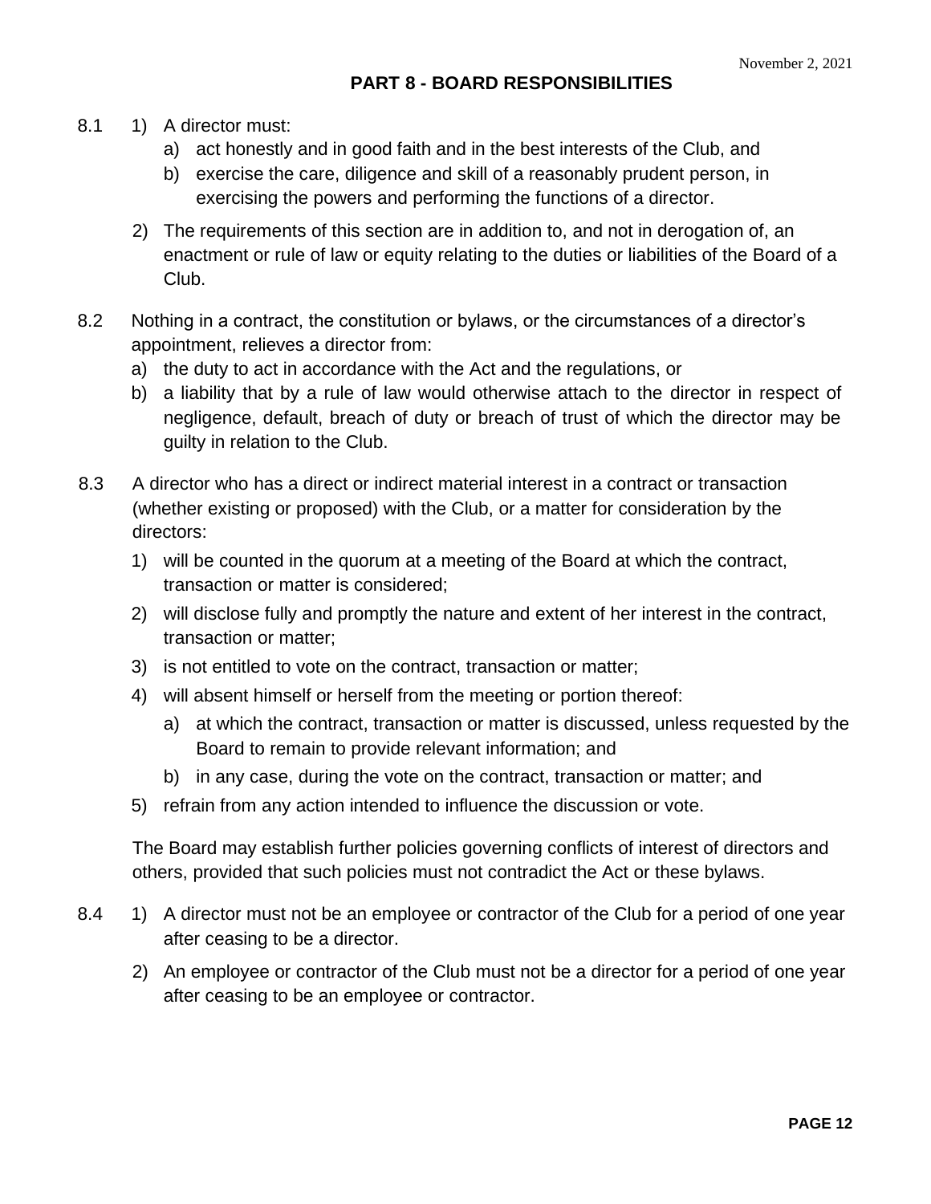## PART 8 - BOARD RESPONSIBILITIES

8.1 1) A director must:

a) act honestly and in good faith and in the best interests of the Club, and

b) exercise the care, diligence and skill of a reasonably prudent person, in exercising the powers and performing the functions of a director.

2) The requirements of this section are in addition to, and not in derogation of, an enactment or rule of law or equity relating to the duties or liabilities of the Board of a Club.

8.2 Nothing in a contract, the constitution or bylaws, or the circumstances of a director's appointment, relieves a director from:

a) the duty to act in accordance with the Act and the regulations, or

b) a liability that by a rule of law would otherwise attach to the director in respect of negligence, default, breach of duty or breach of trust of which the director may be guilty in relation to the Club.

8.3 A director who has a direct or indirect material interest in a contract or transaction (whether existing or proposed) with the Club, or a matter for consideration by the directors:

1) will be counted in the quorum at a meeting of the Board at which the contract, transaction or matter is considered;

2) will disclose fully and promptly the nature and extent of her interest in the contract, transaction or matter;

3) is not entitled to vote on the contract, transaction or matter;

4) will absent himself or herself from the meeting or portion thereof:

   a) at which the contract, transaction or matter is discussed, unless requested by the Board to remain to provide relevant information; and

   b) in any case, during the vote on the contract, transaction or matter; and

5) refrain from any action intended to influence the discussion or vote.

The Board may establish further policies governing conflicts of interest of directors and others, provided that such policies must not contradict the Act or these bylaws.

8.4 1) A director must not be an employee or contractor of the Club for a period of one year after ceasing to be a director.

2) An employee or contractor of the Club must not be a director for a period of one year after ceasing to be an employee or contractor.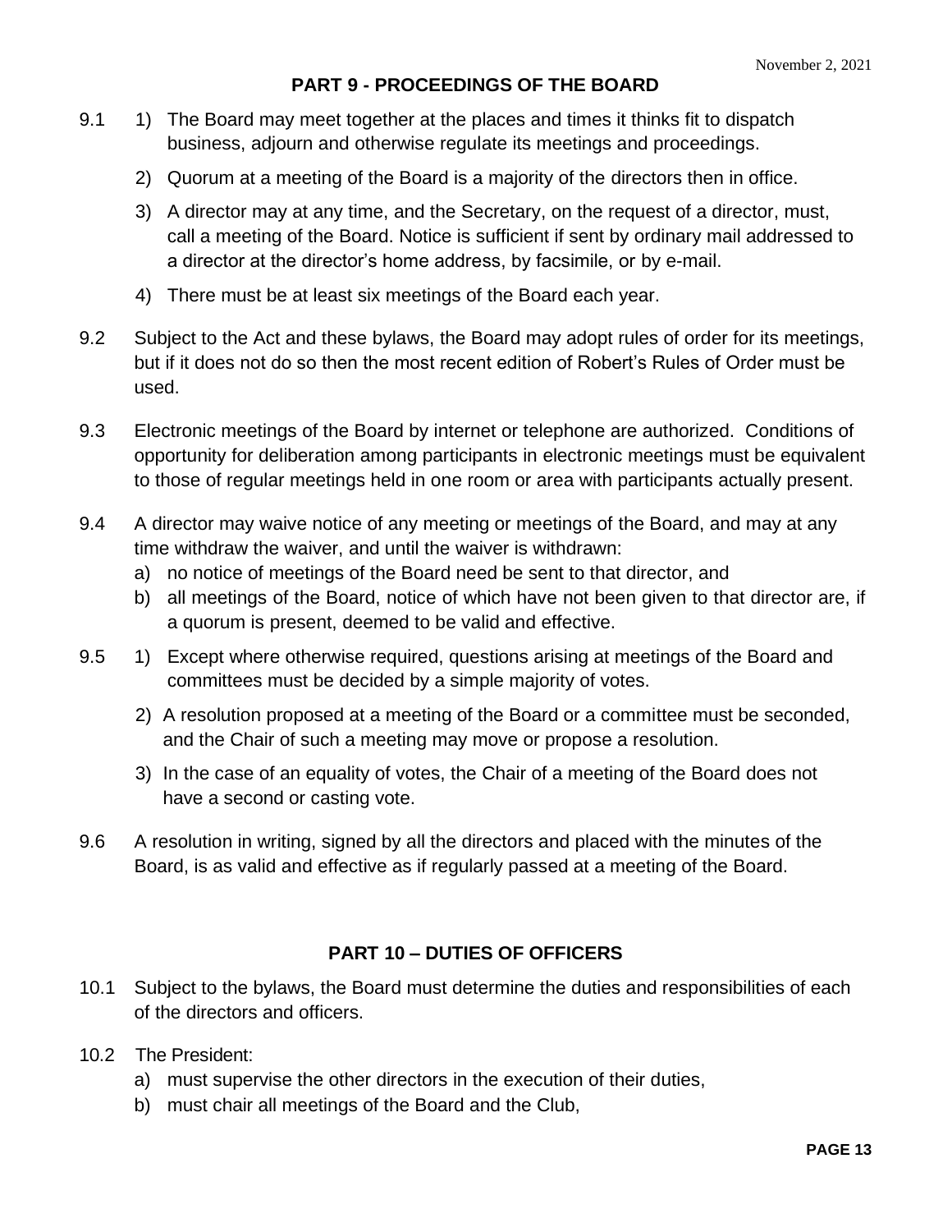## PART 9 - PROCEEDINGS OF THE BOARD

9.1
1) The Board may meet together at the places and times it thinks fit to dispatch business, adjourn and otherwise regulate its meetings and proceedings.
2) Quorum at a meeting of the Board is a majority of the directors then in office.
3) A director may at any time, and the Secretary, on the request of a director, must, call a meeting of the Board. Notice is sufficient if sent by ordinary mail addressed to a director at the director's home address, by facsimile, or by e-mail.
4) There must be at least six meetings of the Board each year.

9.2 Subject to the Act and these bylaws, the Board may adopt rules of order for its meetings, but if it does not do so then the most recent edition of Robert's Rules of Order must be used.

9.3 Electronic meetings of the Board by internet or telephone are authorized. Conditions of opportunity for deliberation among participants in electronic meetings must be equivalent to those of regular meetings held in one room or area with participants actually present.

9.4 A director may waive notice of any meeting or meetings of the Board, and may at any time withdraw the waiver, and until the waiver is withdrawn:
a) no notice of meetings of the Board need be sent to that director, and
b) all meetings of the Board, notice of which have not been given to that director are, if a quorum is present, deemed to be valid and effective.

9.5
1) Except where otherwise required, questions arising at meetings of the Board and committees must be decided by a simple majority of votes.
2) A resolution proposed at a meeting of the Board or a committee must be seconded, and the Chair of such a meeting may move or propose a resolution.
3) In the case of an equality of votes, the Chair of a meeting of the Board does not have a second or casting vote.

9.6 A resolution in writing, signed by all the directors and placed with the minutes of the Board, is as valid and effective as if regularly passed at a meeting of the Board.

## PART 10 – DUTIES OF OFFICERS

10.1 Subject to the bylaws, the Board must determine the duties and responsibilities of each of the directors and officers.

10.2 The President:
a) must supervise the other directors in the execution of their duties,
b) must chair all meetings of the Board and the Club,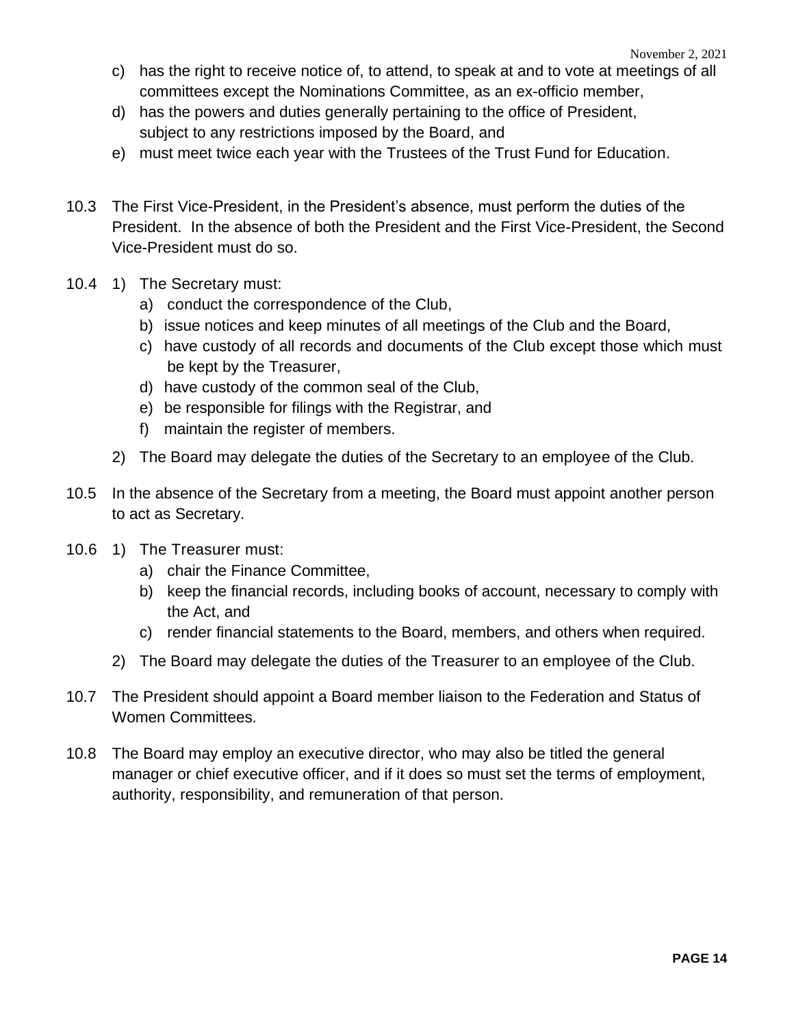c) has the right to receive notice of, to attend, to speak at and to vote at meetings of all committees except the Nominations Committee, as an ex-officio member,

d) has the powers and duties generally pertaining to the office of President, subject to any restrictions imposed by the Board, and

e) must meet twice each year with the Trustees of the Trust Fund for Education.

10.3 The First Vice-President, in the President's absence, must perform the duties of the President. In the absence of both the President and the First Vice-President, the Second Vice-President must do so.

10.4 1) The Secretary must:

   a) conduct the correspondence of the Club,
   b) issue notices and keep minutes of all meetings of the Club and the Board,
   c) have custody of all records and documents of the Club except those which must be kept by the Treasurer,
   d) have custody of the common seal of the Club,
   e) be responsible for filings with the Registrar, and
   f) maintain the register of members.

2) The Board may delegate the duties of the Secretary to an employee of the Club.

10.5 In the absence of the Secretary from a meeting, the Board must appoint another person to act as Secretary.

10.6 1) The Treasurer must:

   a) chair the Finance Committee,
   b) keep the financial records, including books of account, necessary to comply with the Act, and
   c) render financial statements to the Board, members, and others when required.

2) The Board may delegate the duties of the Treasurer to an employee of the Club.

10.7 The President should appoint a Board member liaison to the Federation and Status of Women Committees.

10.8 The Board may employ an executive director, who may also be titled the general manager or chief executive officer, and if it does so must set the terms of employment, authority, responsibility, and remuneration of that person.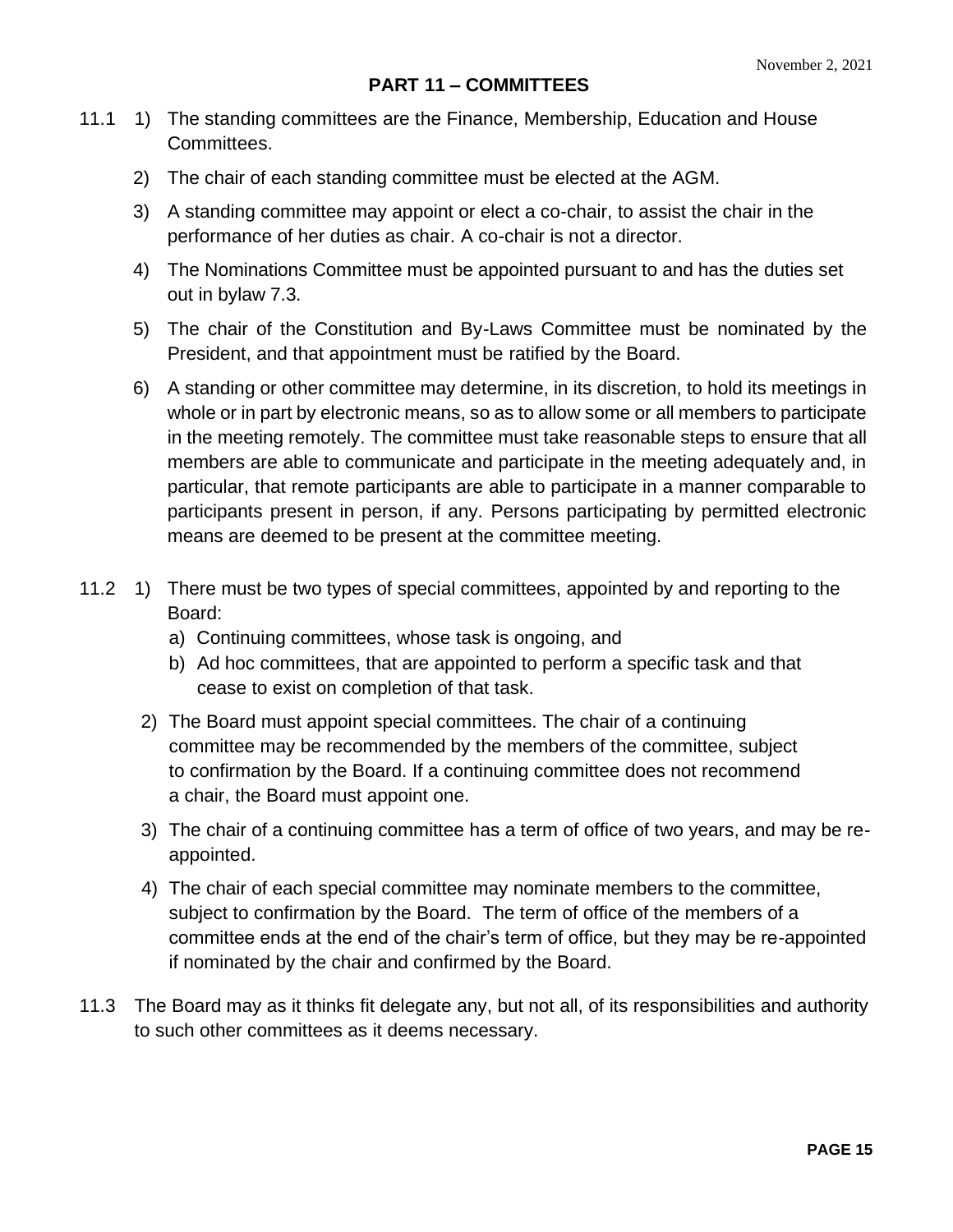## PART 11 – COMMITTEES

11.1 1) The standing committees are the Finance, Membership, Education and House Committees.

2) The chair of each standing committee must be elected at the AGM.

3) A standing committee may appoint or elect a co-chair, to assist the chair in the performance of her duties as chair. A co-chair is not a director.

4) The Nominations Committee must be appointed pursuant to and has the duties set out in bylaw 7.3.

5) The chair of the Constitution and By-Laws Committee must be nominated by the President, and that appointment must be ratified by the Board.

6) A standing or other committee may determine, in its discretion, to hold its meetings in whole or in part by electronic means, so as to allow some or all members to participate in the meeting remotely. The committee must take reasonable steps to ensure that all members are able to communicate and participate in the meeting adequately and, in particular, that remote participants are able to participate in a manner comparable to participants present in person, if any. Persons participating by permitted electronic means are deemed to be present at the committee meeting.

11.2 1) There must be two types of special committees, appointed by and reporting to the Board:

a) Continuing committees, whose task is ongoing, and
b) Ad hoc committees, that are appointed to perform a specific task and that cease to exist on completion of that task.

2) The Board must appoint special committees. The chair of a continuing committee may be recommended by the members of the committee, subject to confirmation by the Board. If a continuing committee does not recommend a chair, the Board must appoint one.

3) The chair of a continuing committee has a term of office of two years, and may be re-appointed.

4) The chair of each special committee may nominate members to the committee, subject to confirmation by the Board. The term of office of the members of a committee ends at the end of the chair's term of office, but they may be re-appointed if nominated by the chair and confirmed by the Board.

11.3 The Board may as it thinks fit delegate any, but not all, of its responsibilities and authority to such other committees as it deems necessary.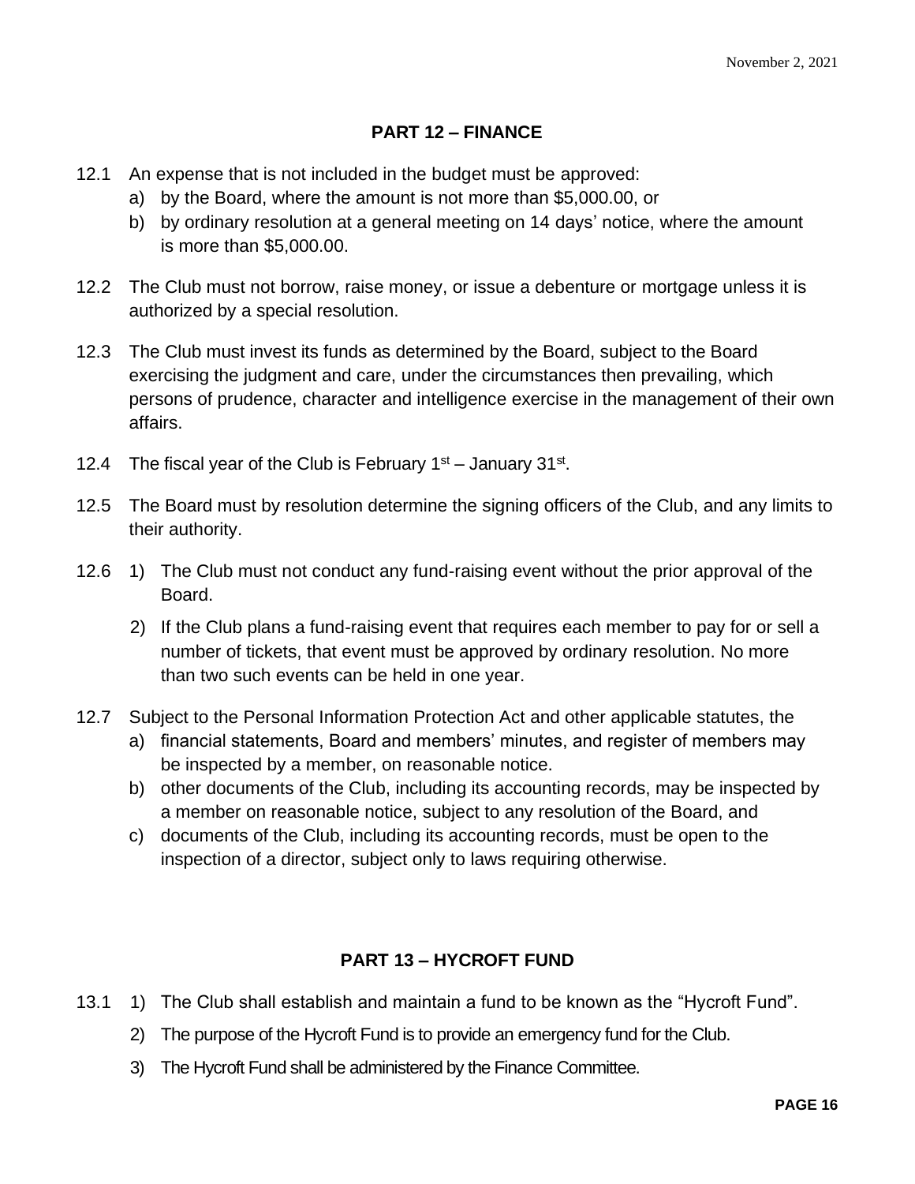## PART 12 – FINANCE

12.1 An expense that is not included in the budget must be approved:

a) by the Board, where the amount is not more than $5,000.00, or

b) by ordinary resolution at a general meeting on 14 days' notice, where the amount is more than $5,000.00.

12.2 The Club must not borrow, raise money, or issue a debenture or mortgage unless it is authorized by a special resolution.

12.3 The Club must invest its funds as determined by the Board, subject to the Board exercising the judgment and care, under the circumstances then prevailing, which persons of prudence, character and intelligence exercise in the management of their own affairs.

12.4 The fiscal year of the Club is February 1st – January 31st.

12.5 The Board must by resolution determine the signing officers of the Club, and any limits to their authority.

12.6 1) The Club must not conduct any fund-raising event without the prior approval of the Board.

2) If the Club plans a fund-raising event that requires each member to pay for or sell a number of tickets, that event must be approved by ordinary resolution. No more than two such events can be held in one year.

12.7 Subject to the Personal Information Protection Act and other applicable statutes, the

a) financial statements, Board and members' minutes, and register of members may be inspected by a member, on reasonable notice.

b) other documents of the Club, including its accounting records, may be inspected by a member on reasonable notice, subject to any resolution of the Board, and

c) documents of the Club, including its accounting records, must be open to the inspection of a director, subject only to laws requiring otherwise.

## PART 13 – HYCROFT FUND

13.1 1) The Club shall establish and maintain a fund to be known as the "Hycroft Fund".

2) The purpose of the Hycroft Fund is to provide an emergency fund for the Club.

3) The Hycroft Fund shall be administered by the Finance Committee.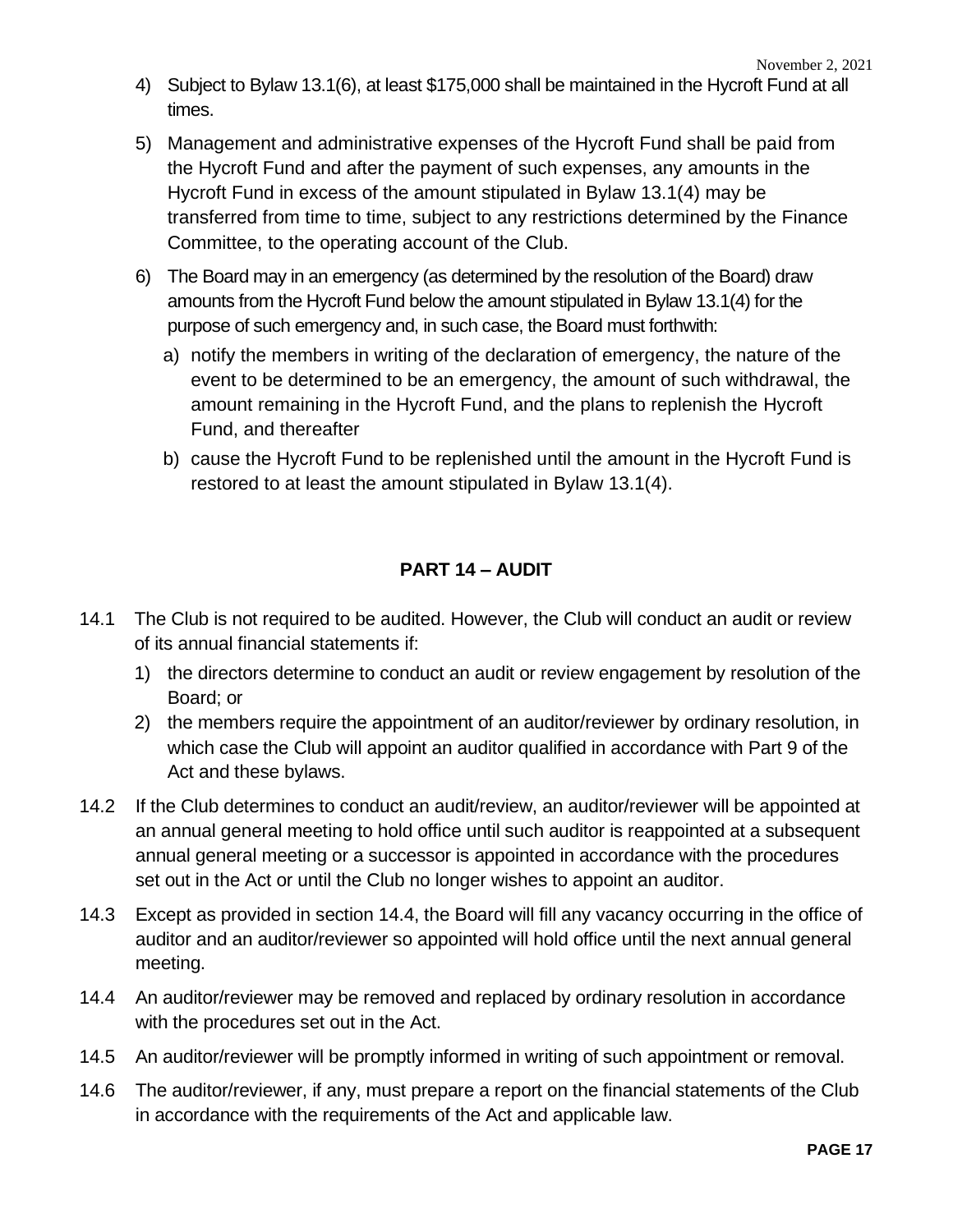4) Subject to Bylaw 13.1(6), at least $175,000 shall be maintained in the Hycroft Fund at all times.

5) Management and administrative expenses of the Hycroft Fund shall be paid from the Hycroft Fund and after the payment of such expenses, any amounts in the Hycroft Fund in excess of the amount stipulated in Bylaw 13.1(4) may be transferred from time to time, subject to any restrictions determined by the Finance Committee, to the operating account of the Club.

6) The Board may in an emergency (as determined by the resolution of the Board) draw amounts from the Hycroft Fund below the amount stipulated in Bylaw 13.1(4) for the purpose of such emergency and, in such case, the Board must forthwith:

   a) notify the members in writing of the declaration of emergency, the nature of the event to be determined to be an emergency, the amount of such withdrawal, the amount remaining in the Hycroft Fund, and the plans to replenish the Hycroft Fund, and thereafter

   b) cause the Hycroft Fund to be replenished until the amount in the Hycroft Fund is restored to at least the amount stipulated in Bylaw 13.1(4).

## PART 14 – AUDIT

14.1 The Club is not required to be audited. However, the Club will conduct an audit or review of its annual financial statements if:

1) the directors determine to conduct an audit or review engagement by resolution of the Board; or
2) the members require the appointment of an auditor/reviewer by ordinary resolution, in which case the Club will appoint an auditor qualified in accordance with Part 9 of the Act and these bylaws.

14.2 If the Club determines to conduct an audit/review, an auditor/reviewer will be appointed at an annual general meeting to hold office until such auditor is reappointed at a subsequent annual general meeting or a successor is appointed in accordance with the procedures set out in the Act or until the Club no longer wishes to appoint an auditor.

14.3 Except as provided in section 14.4, the Board will fill any vacancy occurring in the office of auditor and an auditor/reviewer so appointed will hold office until the next annual general meeting.

14.4 An auditor/reviewer may be removed and replaced by ordinary resolution in accordance with the procedures set out in the Act.

14.5 An auditor/reviewer will be promptly informed in writing of such appointment or removal.

14.6 The auditor/reviewer, if any, must prepare a report on the financial statements of the Club in accordance with the requirements of the Act and applicable law.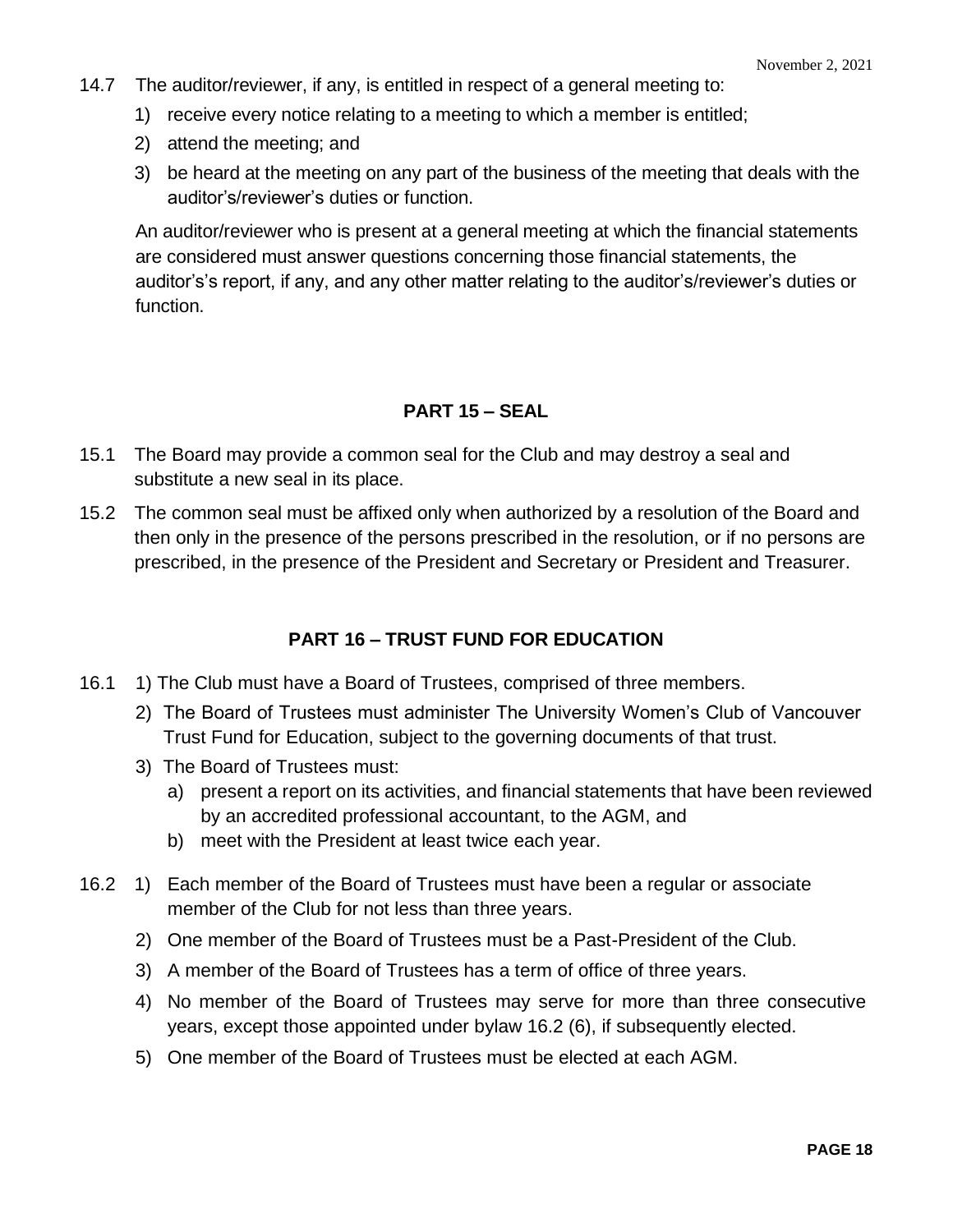14.7 The auditor/reviewer, if any, is entitled in respect of a general meeting to:

1) receive every notice relating to a meeting to which a member is entitled;
2) attend the meeting; and
3) be heard at the meeting on any part of the business of the meeting that deals with the auditor's/reviewer's duties or function.

An auditor/reviewer who is present at a general meeting at which the financial statements are considered must answer questions concerning those financial statements, the auditor's's report, if any, and any other matter relating to the auditor's/reviewer's duties or function.

## PART 15 – SEAL

15.1 The Board may provide a common seal for the Club and may destroy a seal and substitute a new seal in its place.

15.2 The common seal must be affixed only when authorized by a resolution of the Board and then only in the presence of the persons prescribed in the resolution, or if no persons are prescribed, in the presence of the President and Secretary or President and Treasurer.

## PART 16 – TRUST FUND FOR EDUCATION

16.1 1) The Club must have a Board of Trustees, comprised of three members.

2) The Board of Trustees must administer The University Women's Club of Vancouver Trust Fund for Education, subject to the governing documents of that trust.
3) The Board of Trustees must:
   a) present a report on its activities, and financial statements that have been reviewed by an accredited professional accountant, to the AGM, and
   b) meet with the President at least twice each year.

16.2 1) Each member of the Board of Trustees must have been a regular or associate member of the Club for not less than three years.

2) One member of the Board of Trustees must be a Past-President of the Club.
3) A member of the Board of Trustees has a term of office of three years.
4) No member of the Board of Trustees may serve for more than three consecutive years, except those appointed under bylaw 16.2 (6), if subsequently elected.
5) One member of the Board of Trustees must be elected at each AGM.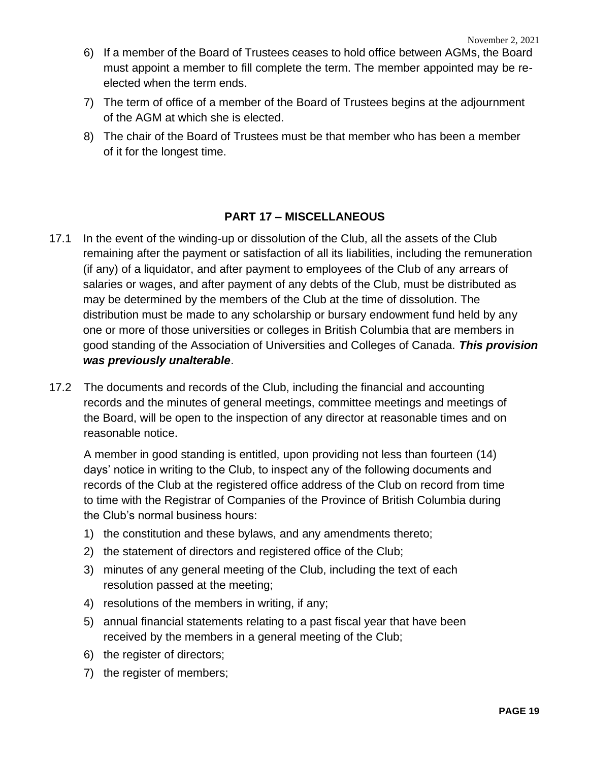6) If a member of the Board of Trustees ceases to hold office between AGMs, the Board must appoint a member to fill complete the term. The member appointed may be re-elected when the term ends.
7) The term of office of a member of the Board of Trustees begins at the adjournment of the AGM at which she is elected.
8) The chair of the Board of Trustees must be that member who has been a member of it for the longest time.

## PART 17 – MISCELLANEOUS

17.1 In the event of the winding-up or dissolution of the Club, all the assets of the Club remaining after the payment or satisfaction of all its liabilities, including the remuneration (if any) of a liquidator, and after payment to employees of the Club of any arrears of salaries or wages, and after payment of any debts of the Club, must be distributed as may be determined by the members of the Club at the time of dissolution. The distribution must be made to any scholarship or bursary endowment fund held by any one or more of those universities or colleges in British Columbia that are members in good standing of the Association of Universities and Colleges of Canada. ***This provision was previously unalterable***.

17.2 The documents and records of the Club, including the financial and accounting records and the minutes of general meetings, committee meetings and meetings of the Board, will be open to the inspection of any director at reasonable times and on reasonable notice.

A member in good standing is entitled, upon providing not less than fourteen (14) days' notice in writing to the Club, to inspect any of the following documents and records of the Club at the registered office address of the Club on record from time to time with the Registrar of Companies of the Province of British Columbia during the Club's normal business hours:

1) the constitution and these bylaws, and any amendments thereto;
2) the statement of directors and registered office of the Club;
3) minutes of any general meeting of the Club, including the text of each resolution passed at the meeting;
4) resolutions of the members in writing, if any;
5) annual financial statements relating to a past fiscal year that have been received by the members in a general meeting of the Club;
6) the register of directors;
7) the register of members;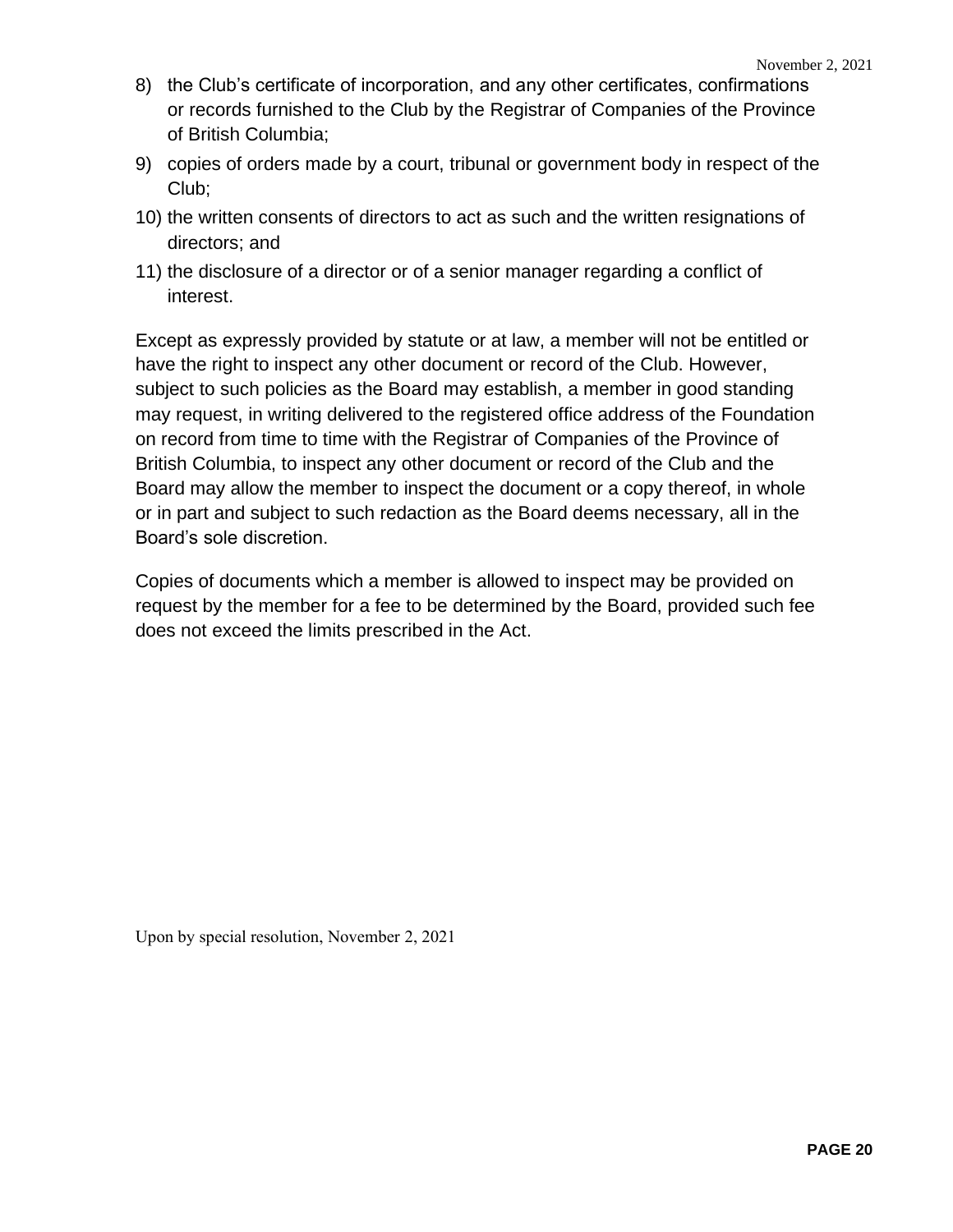8) the Club's certificate of incorporation, and any other certificates, confirmations or records furnished to the Club by the Registrar of Companies of the Province of British Columbia;
9) copies of orders made by a court, tribunal or government body in respect of the Club;
10) the written consents of directors to act as such and the written resignations of directors; and
11) the disclosure of a director or of a senior manager regarding a conflict of interest.

Except as expressly provided by statute or at law, a member will not be entitled or have the right to inspect any other document or record of the Club. However, subject to such policies as the Board may establish, a member in good standing may request, in writing delivered to the registered office address of the Foundation on record from time to time with the Registrar of Companies of the Province of British Columbia, to inspect any other document or record of the Club and the Board may allow the member to inspect the document or a copy thereof, in whole or in part and subject to such redaction as the Board deems necessary, all in the Board's sole discretion.

Copies of documents which a member is allowed to inspect may be provided on request by the member for a fee to be determined by the Board, provided such fee does not exceed the limits prescribed in the Act.

Upon by special resolution, November 2, 2021